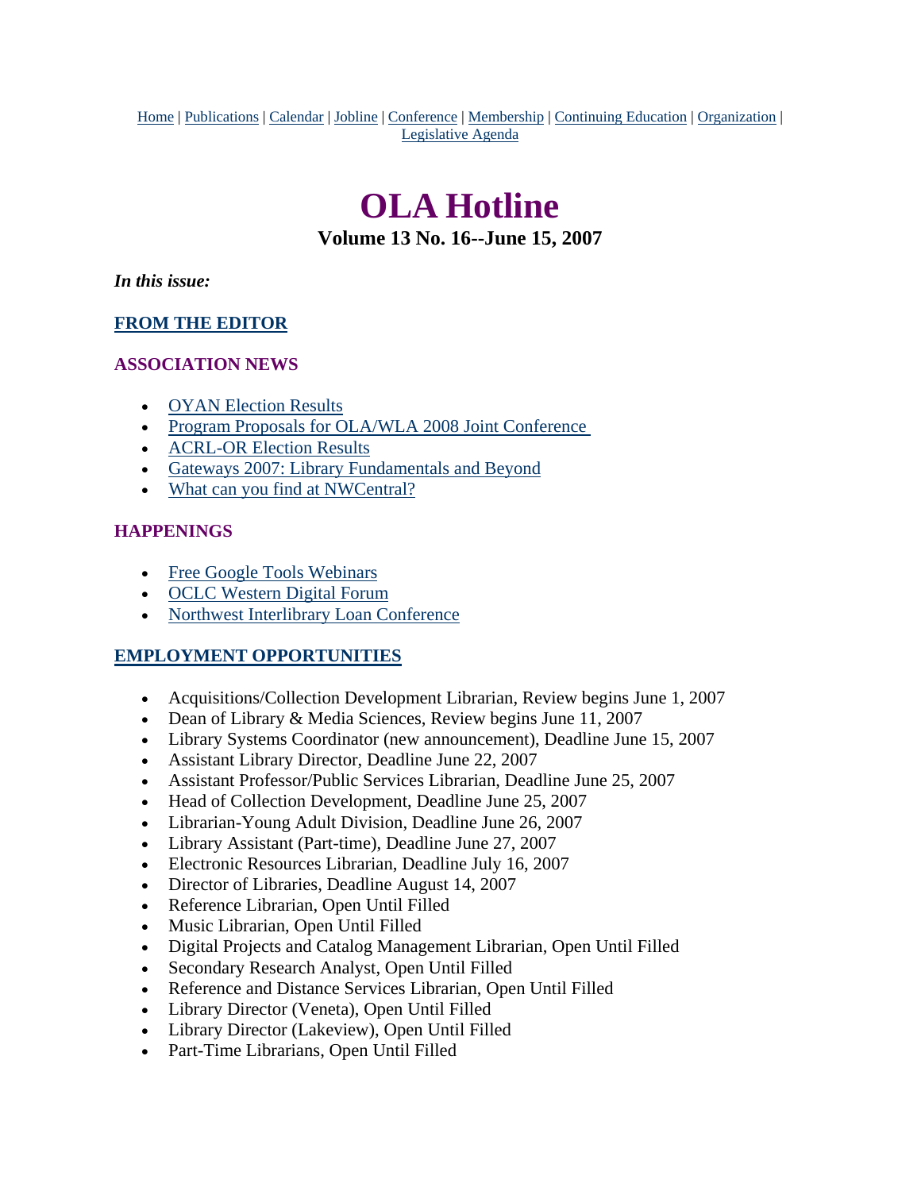Home | Publications | Calendar | Jobline | Conference | Membership | Continuing Education | Organization | Legislative Agenda

# OLA Hotline

### Volume 13 No. 16--June 15, 2007

***In this issue:***

### FROM THE EDITOR

### ASSOCIATION NEWS

- OYAN Election Results
- Program Proposals for OLA/WLA 2008 Joint Conference
- ACRL-OR Election Results
- Gateways 2007: Library Fundamentals and Beyond
- What can you find at NWCentral?

### HAPPENINGS

- Free Google Tools Webinars
- OCLC Western Digital Forum
- Northwest Interlibrary Loan Conference

### EMPLOYMENT OPPORTUNITIES

- Acquisitions/Collection Development Librarian, Review begins June 1, 2007
- Dean of Library & Media Sciences, Review begins June 11, 2007
- Library Systems Coordinator (new announcement), Deadline June 15, 2007
- Assistant Library Director, Deadline June 22, 2007
- Assistant Professor/Public Services Librarian, Deadline June 25, 2007
- Head of Collection Development, Deadline June 25, 2007
- Librarian-Young Adult Division, Deadline June 26, 2007
- Library Assistant (Part-time), Deadline June 27, 2007
- Electronic Resources Librarian, Deadline July 16, 2007
- Director of Libraries, Deadline August 14, 2007
- Reference Librarian, Open Until Filled
- Music Librarian, Open Until Filled
- Digital Projects and Catalog Management Librarian, Open Until Filled
- Secondary Research Analyst, Open Until Filled
- Reference and Distance Services Librarian, Open Until Filled
- Library Director (Veneta), Open Until Filled
- Library Director (Lakeview), Open Until Filled
- Part-Time Librarians, Open Until Filled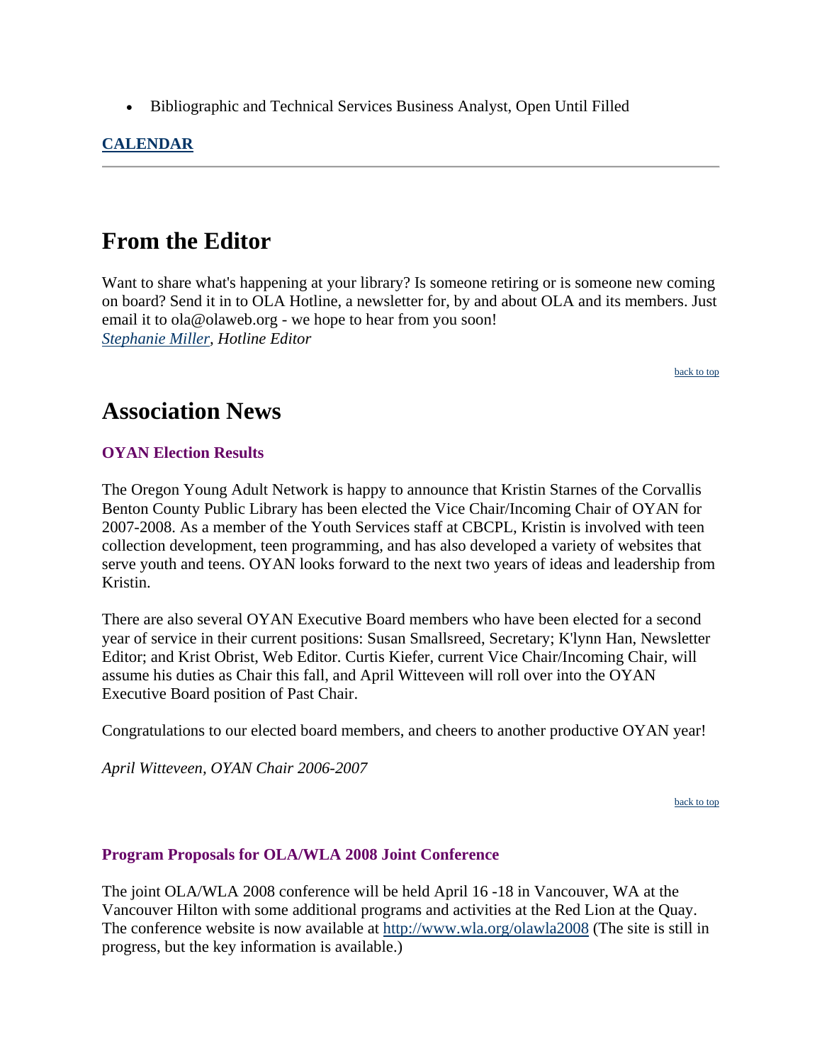- Bibliographic and Technical Services Business Analyst, Open Until Filled

**CALENDAR**

---

# From the Editor

Want to share what's happening at your library? Is someone retiring or is someone new coming on board? Send it in to OLA Hotline, a newsletter for, by and about OLA and its members. Just email it to ola@olaweb.org - we hope to hear from you soon!
*Stephanie Miller, Hotline Editor*

back to top

# Association News

### OYAN Election Results

The Oregon Young Adult Network is happy to announce that Kristin Starnes of the Corvallis Benton County Public Library has been elected the Vice Chair/Incoming Chair of OYAN for 2007-2008. As a member of the Youth Services staff at CBCPL, Kristin is involved with teen collection development, teen programming, and has also developed a variety of websites that serve youth and teens. OYAN looks forward to the next two years of ideas and leadership from Kristin.

There are also several OYAN Executive Board members who have been elected for a second year of service in their current positions: Susan Smallsreed, Secretary; K'lynn Han, Newsletter Editor; and Krist Obrist, Web Editor. Curtis Kiefer, current Vice Chair/Incoming Chair, will assume his duties as Chair this fall, and April Witteveen will roll over into the OYAN Executive Board position of Past Chair.

Congratulations to our elected board members, and cheers to another productive OYAN year!

*April Witteveen, OYAN Chair 2006-2007*

back to top

### Program Proposals for OLA/WLA 2008 Joint Conference

The joint OLA/WLA 2008 conference will be held April 16 -18 in Vancouver, WA at the Vancouver Hilton with some additional programs and activities at the Red Lion at the Quay. The conference website is now available at http://www.wla.org/olawla2008 (The site is still in progress, but the key information is available.)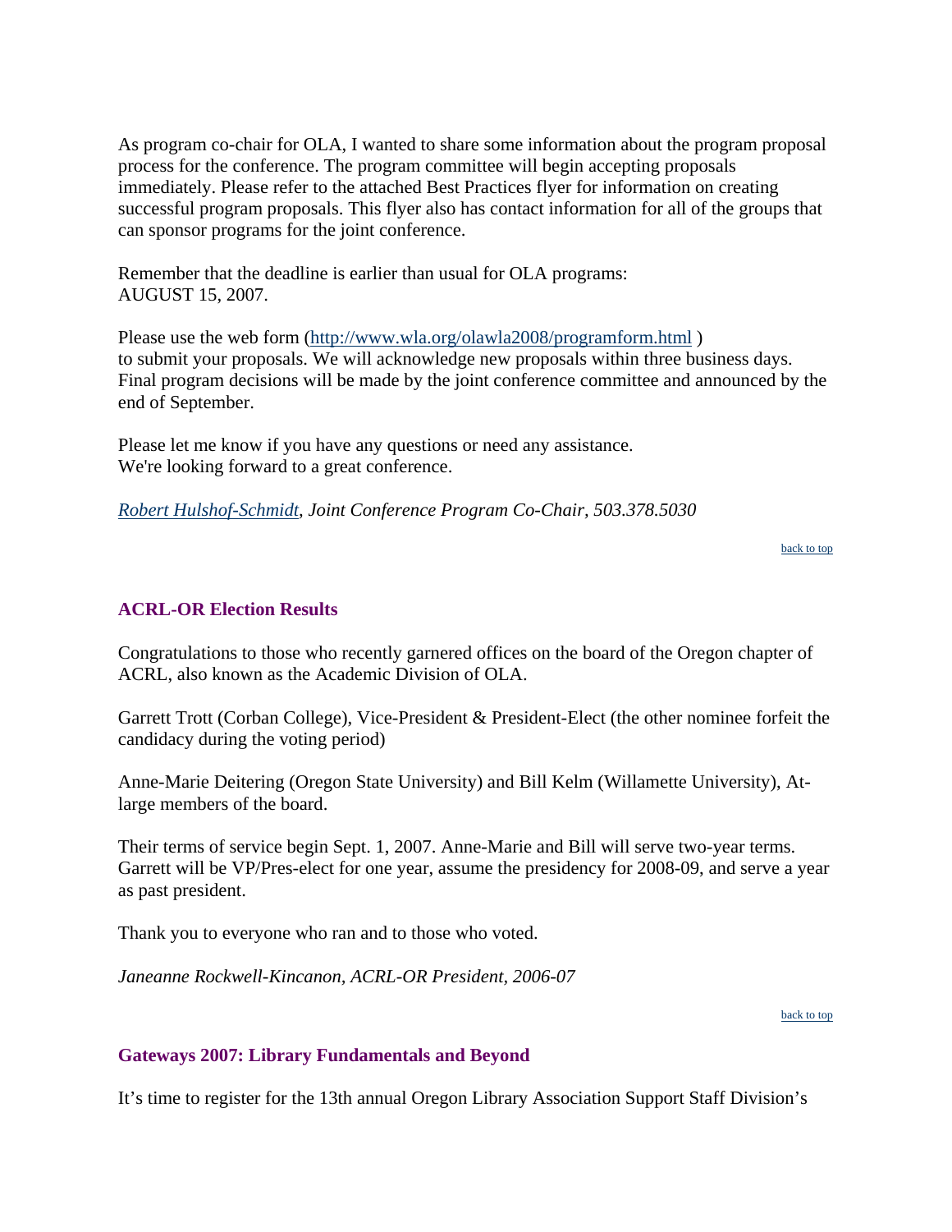As program co-chair for OLA, I wanted to share some information about the program proposal process for the conference. The program committee will begin accepting proposals immediately. Please refer to the attached Best Practices flyer for information on creating successful program proposals. This flyer also has contact information for all of the groups that can sponsor programs for the joint conference.

Remember that the deadline is earlier than usual for OLA programs:
AUGUST 15, 2007.

Please use the web form (http://www.wla.org/olawla2008/programform.html )
to submit your proposals. We will acknowledge new proposals within three business days. Final program decisions will be made by the joint conference committee and announced by the end of September.

Please let me know if you have any questions or need any assistance.
We're looking forward to a great conference.

*Robert Hulshof-Schmidt, Joint Conference Program Co-Chair, 503.378.5030*

back to top

### ACRL-OR Election Results

Congratulations to those who recently garnered offices on the board of the Oregon chapter of ACRL, also known as the Academic Division of OLA.

Garrett Trott (Corban College), Vice-President & President-Elect (the other nominee forfeit the candidacy during the voting period)

Anne-Marie Deitering (Oregon State University) and Bill Kelm (Willamette University), At-large members of the board.

Their terms of service begin Sept. 1, 2007. Anne-Marie and Bill will serve two-year terms. Garrett will be VP/Pres-elect for one year, assume the presidency for 2008-09, and serve a year as past president.

Thank you to everyone who ran and to those who voted.

*Janeanne Rockwell-Kincanon, ACRL-OR President, 2006-07*

back to top

### Gateways 2007: Library Fundamentals and Beyond

It's time to register for the 13th annual Oregon Library Association Support Staff Division's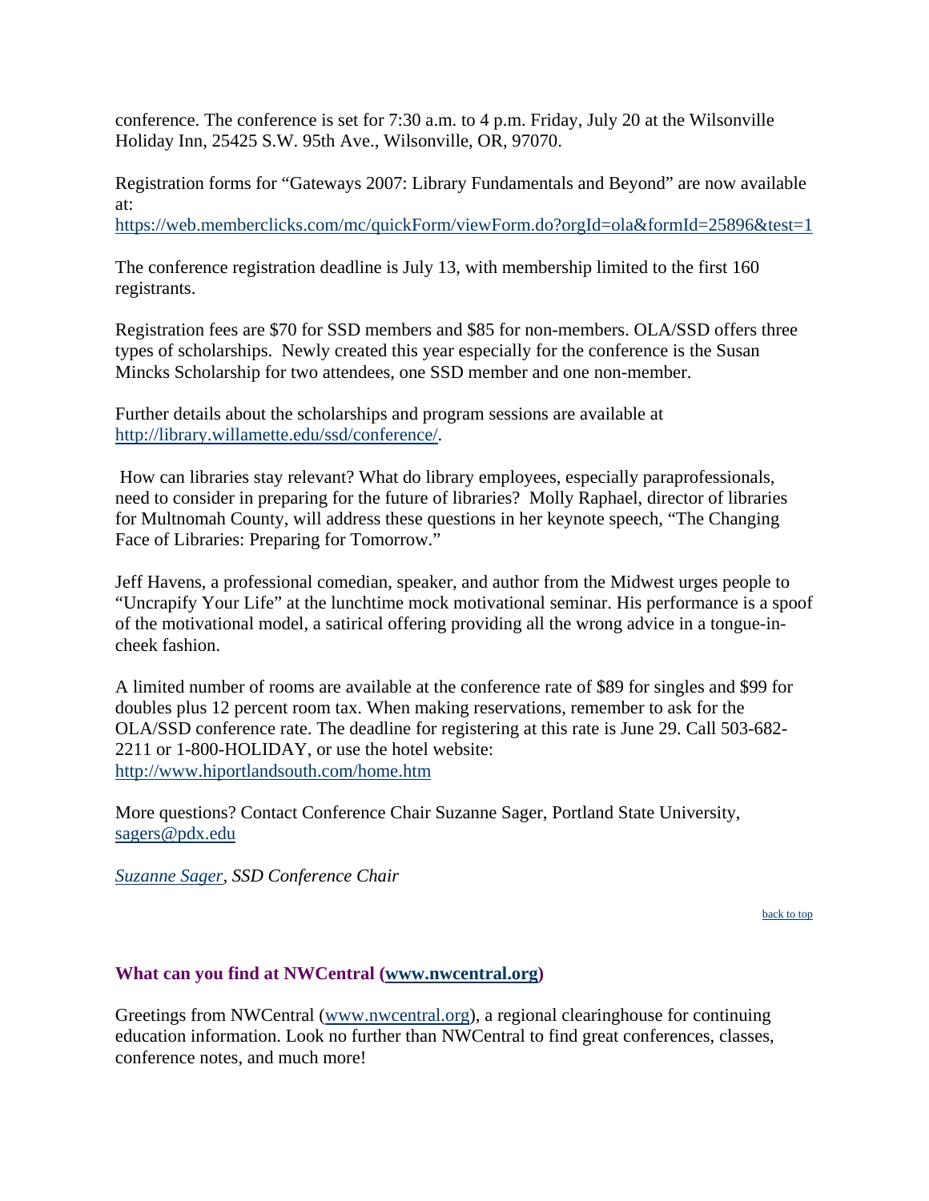conference. The conference is set for 7:30 a.m. to 4 p.m. Friday, July 20 at the Wilsonville Holiday Inn, 25425 S.W. 95th Ave., Wilsonville, OR, 97070.

Registration forms for "Gateways 2007: Library Fundamentals and Beyond" are now available at:
https://web.memberclicks.com/mc/quickForm/viewForm.do?orgId=ola&formId=25896&test=1

The conference registration deadline is July 13, with membership limited to the first 160 registrants.

Registration fees are $70 for SSD members and $85 for non-members. OLA/SSD offers three types of scholarships. Newly created this year especially for the conference is the Susan Mincks Scholarship for two attendees, one SSD member and one non-member.

Further details about the scholarships and program sessions are available at http://library.willamette.edu/ssd/conference/.

How can libraries stay relevant? What do library employees, especially paraprofessionals, need to consider in preparing for the future of libraries? Molly Raphael, director of libraries for Multnomah County, will address these questions in her keynote speech, "The Changing Face of Libraries: Preparing for Tomorrow."

Jeff Havens, a professional comedian, speaker, and author from the Midwest urges people to "Uncrapify Your Life" at the lunchtime mock motivational seminar. His performance is a spoof of the motivational model, a satirical offering providing all the wrong advice in a tongue-in-cheek fashion.

A limited number of rooms are available at the conference rate of $89 for singles and $99 for doubles plus 12 percent room tax. When making reservations, remember to ask for the OLA/SSD conference rate. The deadline for registering at this rate is June 29. Call 503-682-2211 or 1-800-HOLIDAY, or use the hotel website: http://www.hiportlandsouth.com/home.htm

More questions? Contact Conference Chair Suzanne Sager, Portland State University, sagers@pdx.edu

*Suzanne Sager, SSD Conference Chair*

back to top

### What can you find at NWCentral (www.nwcentral.org)

Greetings from NWCentral (www.nwcentral.org), a regional clearinghouse for continuing education information. Look no further than NWCentral to find great conferences, classes, conference notes, and much more!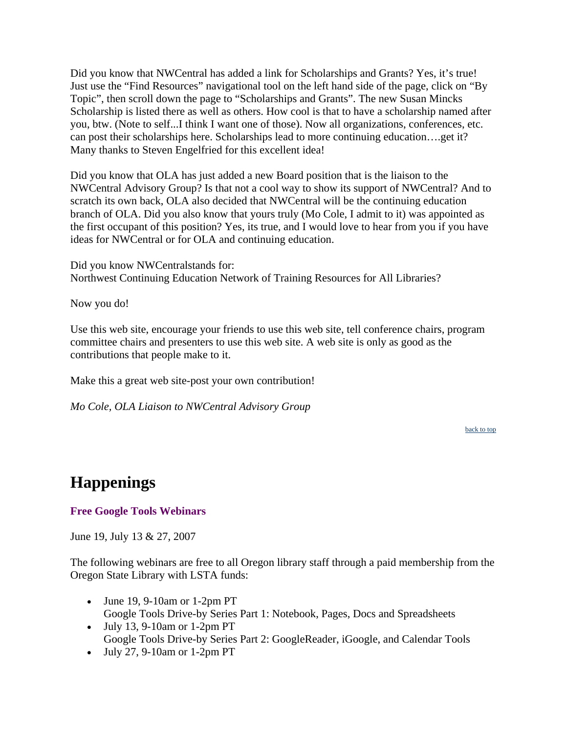Did you know that NWCentral has added a link for Scholarships and Grants? Yes, it's true! Just use the "Find Resources" navigational tool on the left hand side of the page, click on "By Topic", then scroll down the page to "Scholarships and Grants". The new Susan Mincks Scholarship is listed there as well as others. How cool is that to have a scholarship named after you, btw. (Note to self...I think I want one of those). Now all organizations, conferences, etc. can post their scholarships here. Scholarships lead to more continuing education….get it? Many thanks to Steven Engelfried for this excellent idea!

Did you know that OLA has just added a new Board position that is the liaison to the NWCentral Advisory Group? Is that not a cool way to show its support of NWCentral? And to scratch its own back, OLA also decided that NWCentral will be the continuing education branch of OLA. Did you also know that yours truly (Mo Cole, I admit to it) was appointed as the first occupant of this position? Yes, its true, and I would love to hear from you if you have ideas for NWCentral or for OLA and continuing education.

Did you know NWCentralstands for:
Northwest Continuing Education Network of Training Resources for All Libraries?

Now you do!

Use this web site, encourage your friends to use this web site, tell conference chairs, program committee chairs and presenters to use this web site. A web site is only as good as the contributions that people make to it.

Make this a great web site-post your own contribution!

*Mo Cole, OLA Liaison to NWCentral Advisory Group*

back to top

# Happenings

### Free Google Tools Webinars

June 19, July 13 & 27, 2007

The following webinars are free to all Oregon library staff through a paid membership from the Oregon State Library with LSTA funds:

- June 19, 9-10am or 1-2pm PT
  Google Tools Drive-by Series Part 1: Notebook, Pages, Docs and Spreadsheets
- July 13, 9-10am or 1-2pm PT
  Google Tools Drive-by Series Part 2: GoogleReader, iGoogle, and Calendar Tools
- July 27, 9-10am or 1-2pm PT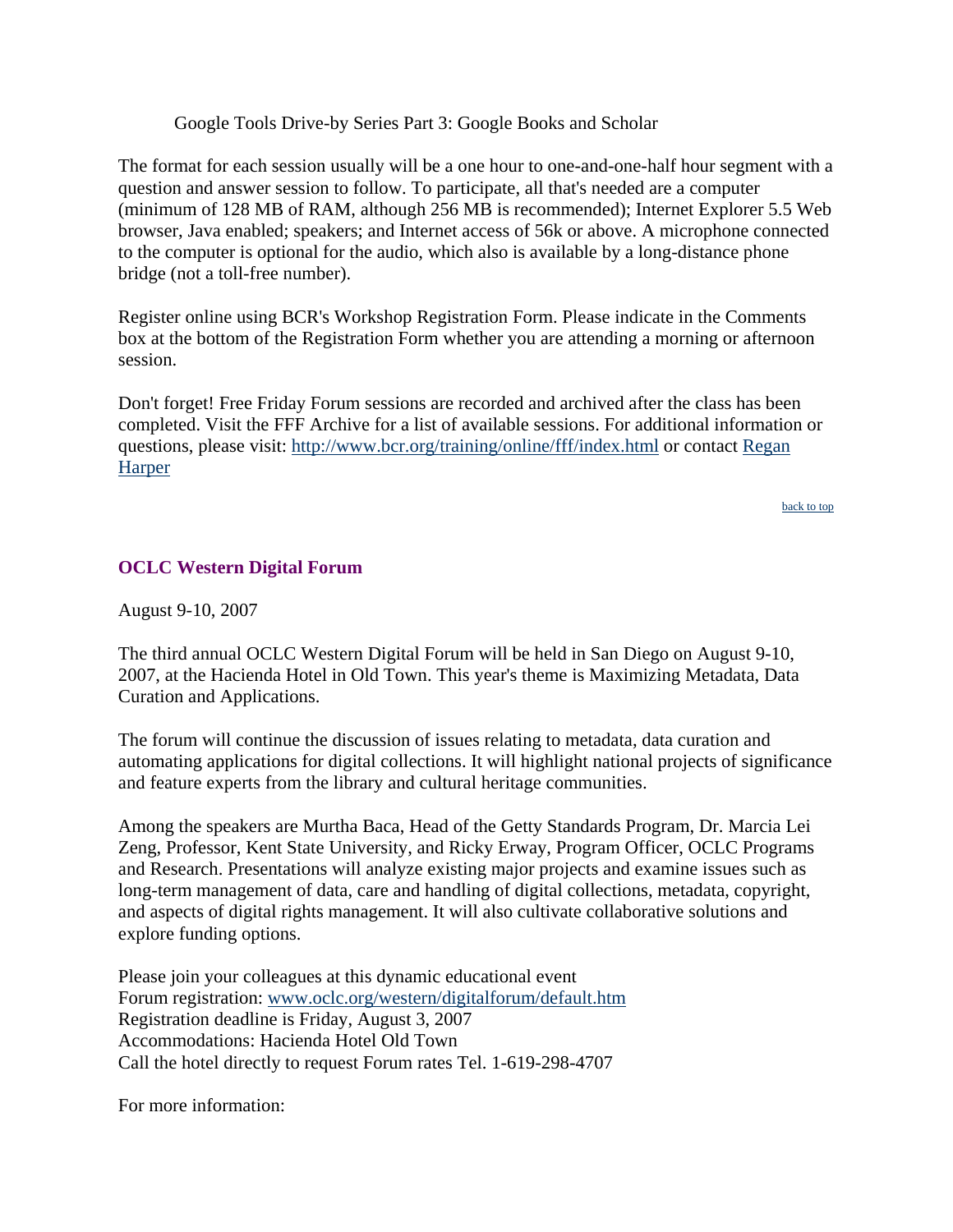Google Tools Drive-by Series Part 3: Google Books and Scholar

The format for each session usually will be a one hour to one-and-one-half hour segment with a question and answer session to follow. To participate, all that's needed are a computer (minimum of 128 MB of RAM, although 256 MB is recommended); Internet Explorer 5.5 Web browser, Java enabled; speakers; and Internet access of 56k or above. A microphone connected to the computer is optional for the audio, which also is available by a long-distance phone bridge (not a toll-free number).

Register online using BCR's Workshop Registration Form. Please indicate in the Comments box at the bottom of the Registration Form whether you are attending a morning or afternoon session.

Don't forget! Free Friday Forum sessions are recorded and archived after the class has been completed. Visit the FFF Archive for a list of available sessions. For additional information or questions, please visit: http://www.bcr.org/training/online/fff/index.html or contact Regan Harper

back to top

## OCLC Western Digital Forum

August 9-10, 2007

The third annual OCLC Western Digital Forum will be held in San Diego on August 9-10, 2007, at the Hacienda Hotel in Old Town. This year's theme is Maximizing Metadata, Data Curation and Applications.

The forum will continue the discussion of issues relating to metadata, data curation and automating applications for digital collections. It will highlight national projects of significance and feature experts from the library and cultural heritage communities.

Among the speakers are Murtha Baca, Head of the Getty Standards Program, Dr. Marcia Lei Zeng, Professor, Kent State University, and Ricky Erway, Program Officer, OCLC Programs and Research. Presentations will analyze existing major projects and examine issues such as long-term management of data, care and handling of digital collections, metadata, copyright, and aspects of digital rights management. It will also cultivate collaborative solutions and explore funding options.

Please join your colleagues at this dynamic educational event
Forum registration: www.oclc.org/western/digitalforum/default.htm
Registration deadline is Friday, August 3, 2007
Accommodations: Hacienda Hotel Old Town
Call the hotel directly to request Forum rates Tel. 1-619-298-4707

For more information: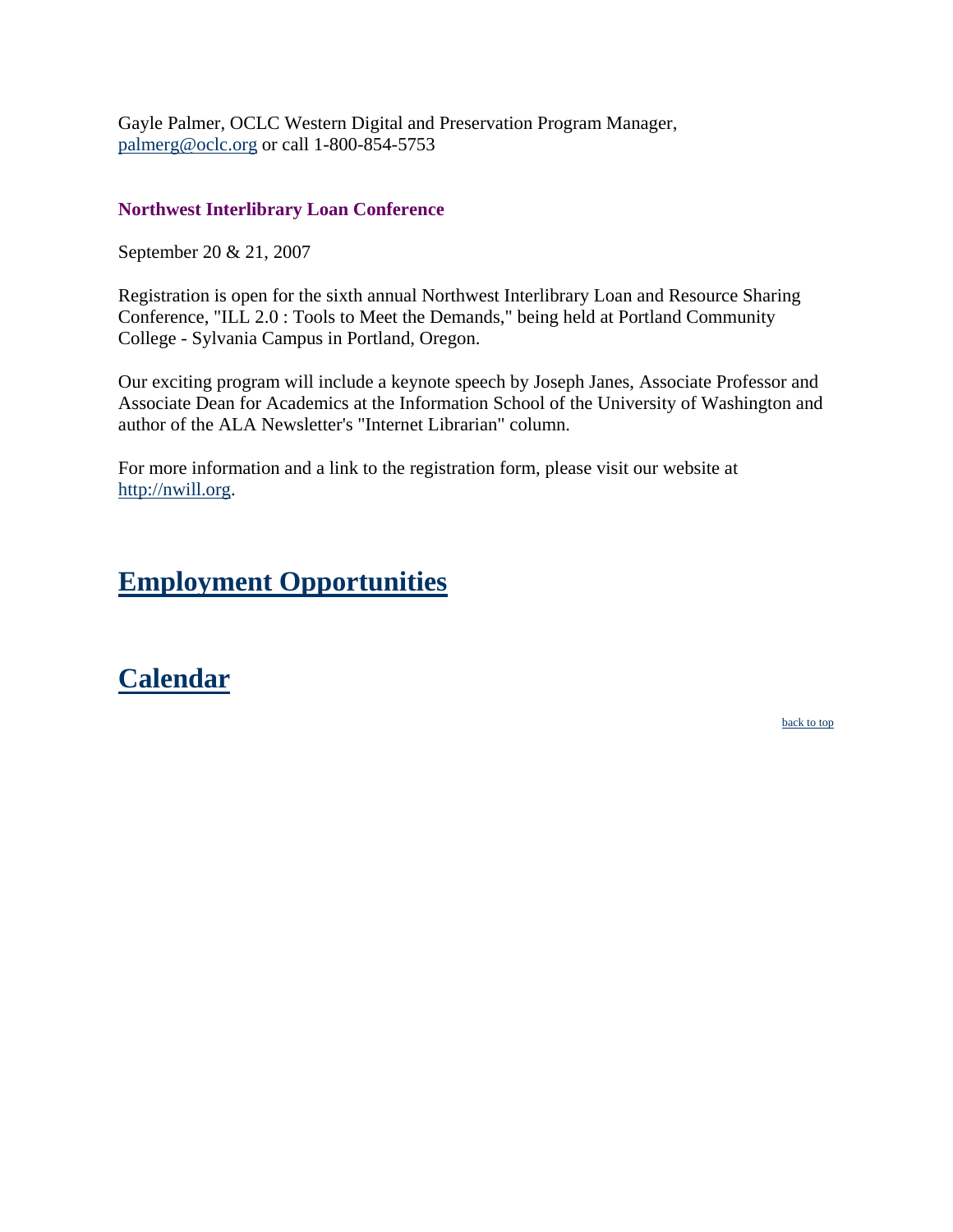Gayle Palmer, OCLC Western Digital and Preservation Program Manager, palmerg@oclc.org or call 1-800-854-5753

### Northwest Interlibrary Loan Conference

September 20 & 21, 2007

Registration is open for the sixth annual Northwest Interlibrary Loan and Resource Sharing Conference, "ILL 2.0 : Tools to Meet the Demands," being held at Portland Community College - Sylvania Campus in Portland, Oregon.

Our exciting program will include a keynote speech by Joseph Janes, Associate Professor and Associate Dean for Academics at the Information School of the University of Washington and author of the ALA Newsletter's "Internet Librarian" column.

For more information and a link to the registration form, please visit our website at http://nwill.org.

## Employment Opportunities

## Calendar

back to top